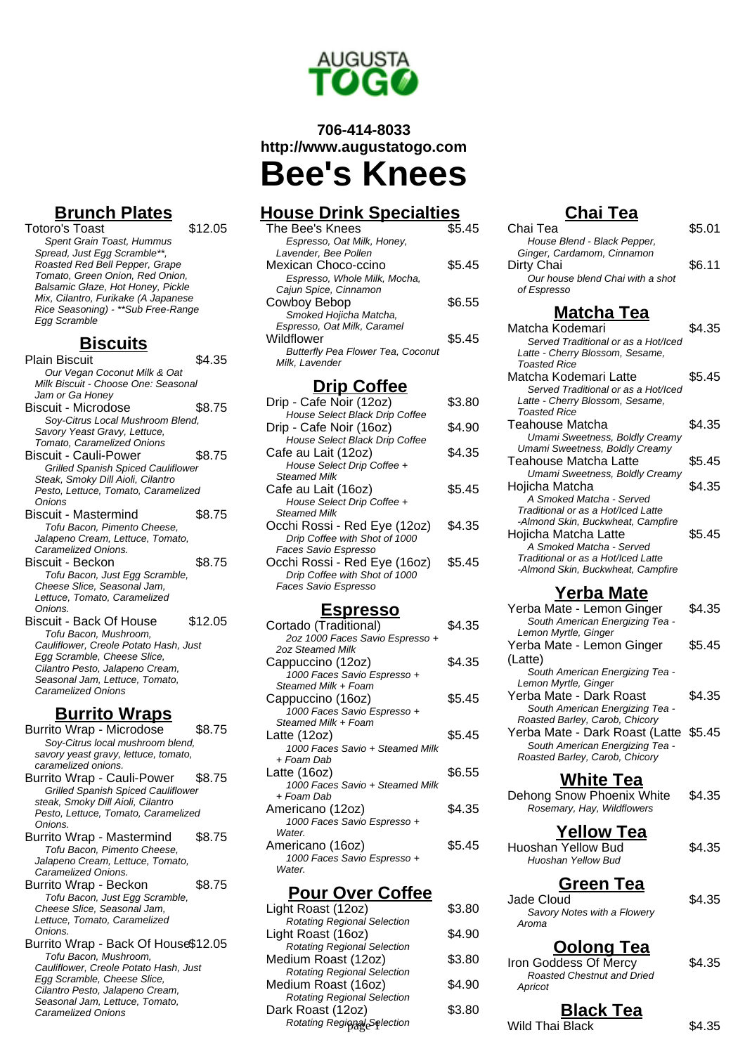706-414-8033
http://www.augustatogo.com

# Bee's Knees

## Brunch Plates

**Totoro's Toast** — $12.05
*Spent Grain Toast, Hummus Spread, Just Egg Scramble**, Roasted Red Bell Pepper, Grape Tomato, Green Onion, Red Onion, Balsamic Glaze, Hot Honey, Pickle Mix, Cilantro, Furikake (A Japanese Rice Seasoning) - **Sub Free-Range Egg Scramble*

## Biscuits

**Plain Biscuit** — $4.35
*Our Vegan Coconut Milk & Oat Milk Biscuit - Choose One: Seasonal Jam or Ga Honey*

**Biscuit - Microdose** — $8.75
*Soy-Citrus Local Mushroom Blend, Savory Yeast Gravy, Lettuce, Tomato, Caramelized Onions*

**Biscuit - Cauli-Power** — $8.75
*Grilled Spanish Spiced Cauliflower Steak, Smoky Dill Aioli, Cilantro Pesto, Lettuce, Tomato, Caramelized Onions*

**Biscuit - Mastermind** — $8.75
*Tofu Bacon, Pimento Cheese, Jalapeno Cream, Lettuce, Tomato, Caramelized Onions.*

**Biscuit - Beckon** — $8.75
*Tofu Bacon, Just Egg Scramble, Cheese Slice, Seasonal Jam, Lettuce, Tomato, Caramelized Onions.*

**Biscuit - Back Of House** — $12.05
*Tofu Bacon, Mushroom, Cauliflower, Creole Potato Hash, Just Egg Scramble, Cheese Slice, Cilantro Pesto, Jalapeno Cream, Seasonal Jam, Lettuce, Tomato, Caramelized Onions*

## Burrito Wraps

**Burrito Wrap - Microdose** — $8.75
*Soy-Citrus local mushroom blend, savory yeast gravy, lettuce, tomato, caramelized onions.*

**Burrito Wrap - Cauli-Power** — $8.75
*Grilled Spanish Spiced Cauliflower steak, Smoky Dill Aioli, Cilantro Pesto, Lettuce, Tomato, Caramelized Onions.*

**Burrito Wrap - Mastermind** — $8.75
*Tofu Bacon, Pimento Cheese, Jalapeno Cream, Lettuce, Tomato, Caramelized Onions.*

**Burrito Wrap - Beckon** — $8.75
*Tofu Bacon, Just Egg Scramble, Cheese Slice, Seasonal Jam, Lettuce, Tomato, Caramelized Onions.*

**Burrito Wrap - Back Of House** — $12.05
*Tofu Bacon, Mushroom, Cauliflower, Creole Potato Hash, Just Egg Scramble, Cheese Slice, Cilantro Pesto, Jalapeno Cream, Seasonal Jam, Lettuce, Tomato, Caramelized Onions*

## House Drink Specialties

**The Bee's Knees** — $5.45
*Espresso, Oat Milk, Honey, Lavender, Bee Pollen*

**Mexican Choco-ccino** — $5.45
*Espresso, Whole Milk, Mocha, Cajun Spice, Cinnamon*

**Cowboy Bebop** — $6.55
*Smoked Hojicha Matcha, Espresso, Oat Milk, Caramel*

**Wildflower** — $5.45
*Butterfly Pea Flower Tea, Coconut Milk, Lavender*

## Drip Coffee

**Drip - Cafe Noir (12oz)** — $3.80
*House Select Black Drip Coffee*

**Drip - Cafe Noir (16oz)** — $4.90
*House Select Black Drip Coffee*

**Cafe au Lait (12oz)** — $4.35
*House Select Drip Coffee + Steamed Milk*

**Cafe au Lait (16oz)** — $5.45
*House Select Drip Coffee + Steamed Milk*

**Occhi Rossi - Red Eye (12oz)** — $4.35
*Drip Coffee with Shot of 1000 Faces Savio Espresso*

**Occhi Rossi - Red Eye (16oz)** — $5.45
*Drip Coffee with Shot of 1000 Faces Savio Espresso*

## Espresso

**Cortado (Traditional)** — $4.35
*2oz 1000 Faces Savio Espresso + 2oz Steamed Milk*

**Cappuccino (12oz)** — $4.35
*1000 Faces Savio Espresso + Steamed Milk + Foam*

**Cappuccino (16oz)** — $5.45
*1000 Faces Savio Espresso + Steamed Milk + Foam*

**Latte (12oz)** — $5.45
*1000 Faces Savio + Steamed Milk + Foam Dab*

**Latte (16oz)** — $6.55
*1000 Faces Savio + Steamed Milk + Foam Dab*

**Americano (12oz)** — $4.35
*1000 Faces Savio Espresso + Water.*

**Americano (16oz)** — $5.45
*1000 Faces Savio Espresso + Water.*

## Pour Over Coffee

**Light Roast (12oz)** — $3.80
*Rotating Regional Selection*

**Light Roast (16oz)** — $4.90
*Rotating Regional Selection*

**Medium Roast (12oz)** — $3.80
*Rotating Regional Selection*

**Medium Roast (16oz)** — $4.90
*Rotating Regional Selection*

**Dark Roast (12oz)** — $3.80
*Rotating Regional Selection*

## Chai Tea

**Chai Tea** — $5.01
*House Blend - Black Pepper, Ginger, Cardamom, Cinnamon*

**Dirty Chai** — $6.11
*Our house blend Chai with a shot of Espresso*

## Matcha Tea

**Matcha Kodemari** — $4.35
*Served Traditional or as a Hot/Iced Latte - Cherry Blossom, Sesame, Toasted Rice*

**Matcha Kodemari Latte** — $5.45
*Served Traditional or as a Hot/Iced Latte - Cherry Blossom, Sesame, Toasted Rice*

**Teahouse Matcha** — $4.35
*Umami Sweetness, Boldly Creamy Umami Sweetness, Boldly Creamy*

**Teahouse Matcha Latte** — $5.45
*Umami Sweetness, Boldly Creamy*

**Hojicha Matcha** — $4.35
*A Smoked Matcha - Served Traditional or as a Hot/Iced Latte -Almond Skin, Buckwheat, Campfire*

**Hojicha Matcha Latte** — $5.45
*A Smoked Matcha - Served Traditional or as a Hot/Iced Latte -Almond Skin, Buckwheat, Campfire*

## Yerba Mate

**Yerba Mate - Lemon Ginger** — $4.35
*South American Energizing Tea - Lemon Myrtle, Ginger*

**Yerba Mate - Lemon Ginger (Latte)** — $5.45
*South American Energizing Tea - Lemon Myrtle, Ginger*

**Yerba Mate - Dark Roast** — $4.35
*South American Energizing Tea - Roasted Barley, Carob, Chicory*

**Yerba Mate - Dark Roast (Latte** — $5.45
*South American Energizing Tea - Roasted Barley, Carob, Chicory*

## White Tea

**Dehong Snow Phoenix White** — $4.35
*Rosemary, Hay, Wildflowers*

## Yellow Tea

**Huoshan Yellow Bud** — $4.35
*Huoshan Yellow Bud*

## Green Tea

**Jade Cloud** — $4.35
*Savory Notes with a Flowery Aroma*

## Oolong Tea

**Iron Goddess Of Mercy** — $4.35
*Roasted Chestnut and Dried Apricot*

## Black Tea

**Wild Thai Black** — $4.35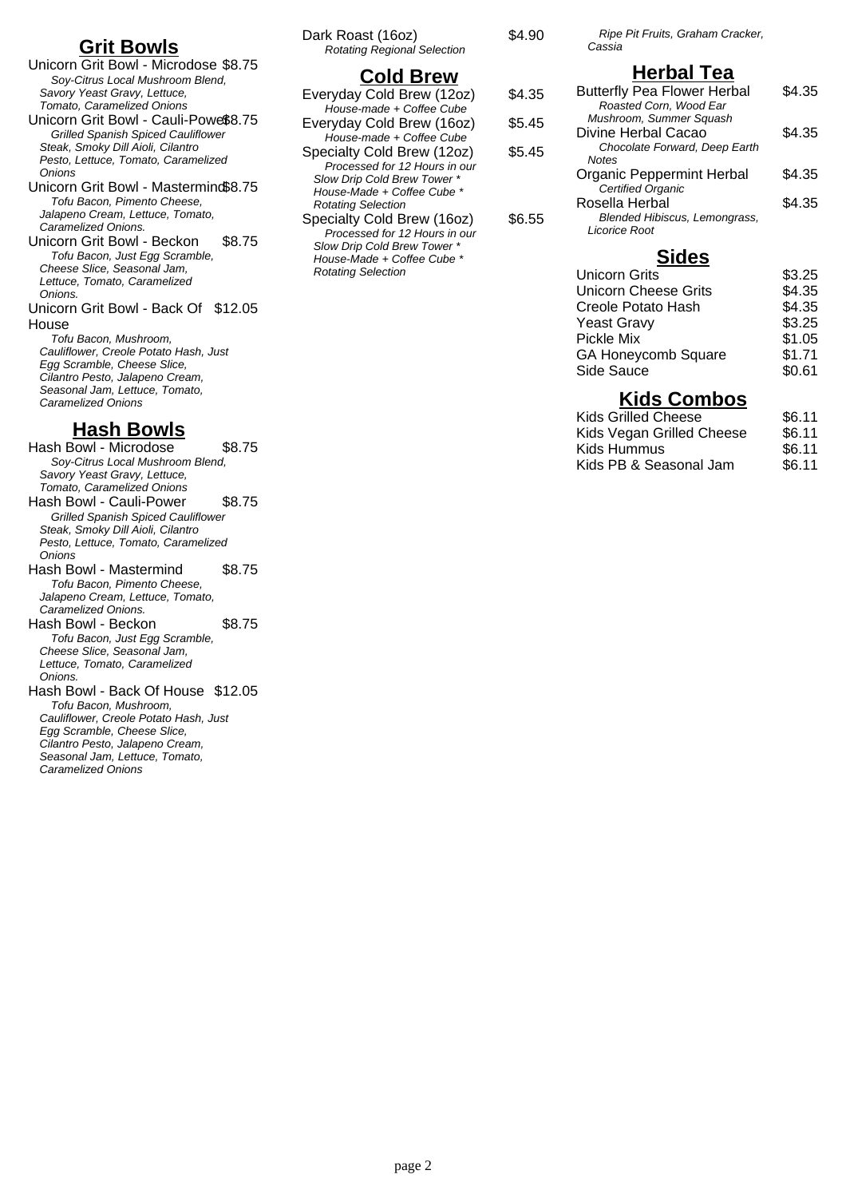## Grit Bowls

Unicorn Grit Bowl - Microdose $8.75
*Soy-Citrus Local Mushroom Blend, Savory Yeast Gravy, Lettuce, Tomato, Caramelized Onions*

Unicorn Grit Bowl - Cauli-Power $8.75
*Grilled Spanish Spiced Cauliflower Steak, Smoky Dill Aioli, Cilantro Pesto, Lettuce, Tomato, Caramelized Onions*

Unicorn Grit Bowl - Mastermind $8.75
*Tofu Bacon, Pimento Cheese, Jalapeno Cream, Lettuce, Tomato, Caramelized Onions.*

Unicorn Grit Bowl - Beckon $8.75
*Tofu Bacon, Just Egg Scramble, Cheese Slice, Seasonal Jam, Lettuce, Tomato, Caramelized Onions.*

Unicorn Grit Bowl - Back Of House $12.05
*Tofu Bacon, Mushroom, Cauliflower, Creole Potato Hash, Just Egg Scramble, Cheese Slice, Cilantro Pesto, Jalapeno Cream, Seasonal Jam, Lettuce, Tomato, Caramelized Onions*

## Hash Bowls

Hash Bowl - Microdose $8.75
*Soy-Citrus Local Mushroom Blend, Savory Yeast Gravy, Lettuce, Tomato, Caramelized Onions*

Hash Bowl - Cauli-Power $8.75
*Grilled Spanish Spiced Cauliflower Steak, Smoky Dill Aioli, Cilantro Pesto, Lettuce, Tomato, Caramelized Onions*

Hash Bowl - Mastermind $8.75
*Tofu Bacon, Pimento Cheese, Jalapeno Cream, Lettuce, Tomato, Caramelized Onions.*

Hash Bowl - Beckon $8.75
*Tofu Bacon, Just Egg Scramble, Cheese Slice, Seasonal Jam, Lettuce, Tomato, Caramelized Onions.*

Hash Bowl - Back Of House $12.05
*Tofu Bacon, Mushroom, Cauliflower, Creole Potato Hash, Just Egg Scramble, Cheese Slice, Cilantro Pesto, Jalapeno Cream, Seasonal Jam, Lettuce, Tomato, Caramelized Onions*

Dark Roast (16oz) $4.90
*Rotating Regional Selection*

## Cold Brew

Everyday Cold Brew (12oz) $4.35
*House-made + Coffee Cube*

Everyday Cold Brew (16oz) $5.45
*House-made + Coffee Cube*

Specialty Cold Brew (12oz) $5.45
*Processed for 12 Hours in our Slow Drip Cold Brew Tower * House-Made + Coffee Cube * Rotating Selection*

Specialty Cold Brew (16oz) $6.55
*Processed for 12 Hours in our Slow Drip Cold Brew Tower * House-Made + Coffee Cube * Rotating Selection*

*Ripe Pit Fruits, Graham Cracker, Cassia*

## Herbal Tea

Butterfly Pea Flower Herbal $4.35
*Roasted Corn, Wood Ear Mushroom, Summer Squash*

Divine Herbal Cacao $4.35
*Chocolate Forward, Deep Earth Notes*

Organic Peppermint Herbal $4.35
*Certified Organic*

Rosella Herbal $4.35
*Blended Hibiscus, Lemongrass, Licorice Root*

## Sides

| | |
|---|---|
| Unicorn Grits | $3.25 |
| Unicorn Cheese Grits | $4.35 |
| Creole Potato Hash | $4.35 |
| Yeast Gravy | $3.25 |
| Pickle Mix | $1.05 |
| GA Honeycomb Square | $1.71 |
| Side Sauce | $0.61 |

## Kids Combos

| | |
|---|---|
| Kids Grilled Cheese | $6.11 |
| Kids Vegan Grilled Cheese | $6.11 |
| Kids Hummus | $6.11 |
| Kids PB & Seasonal Jam | $6.11 |